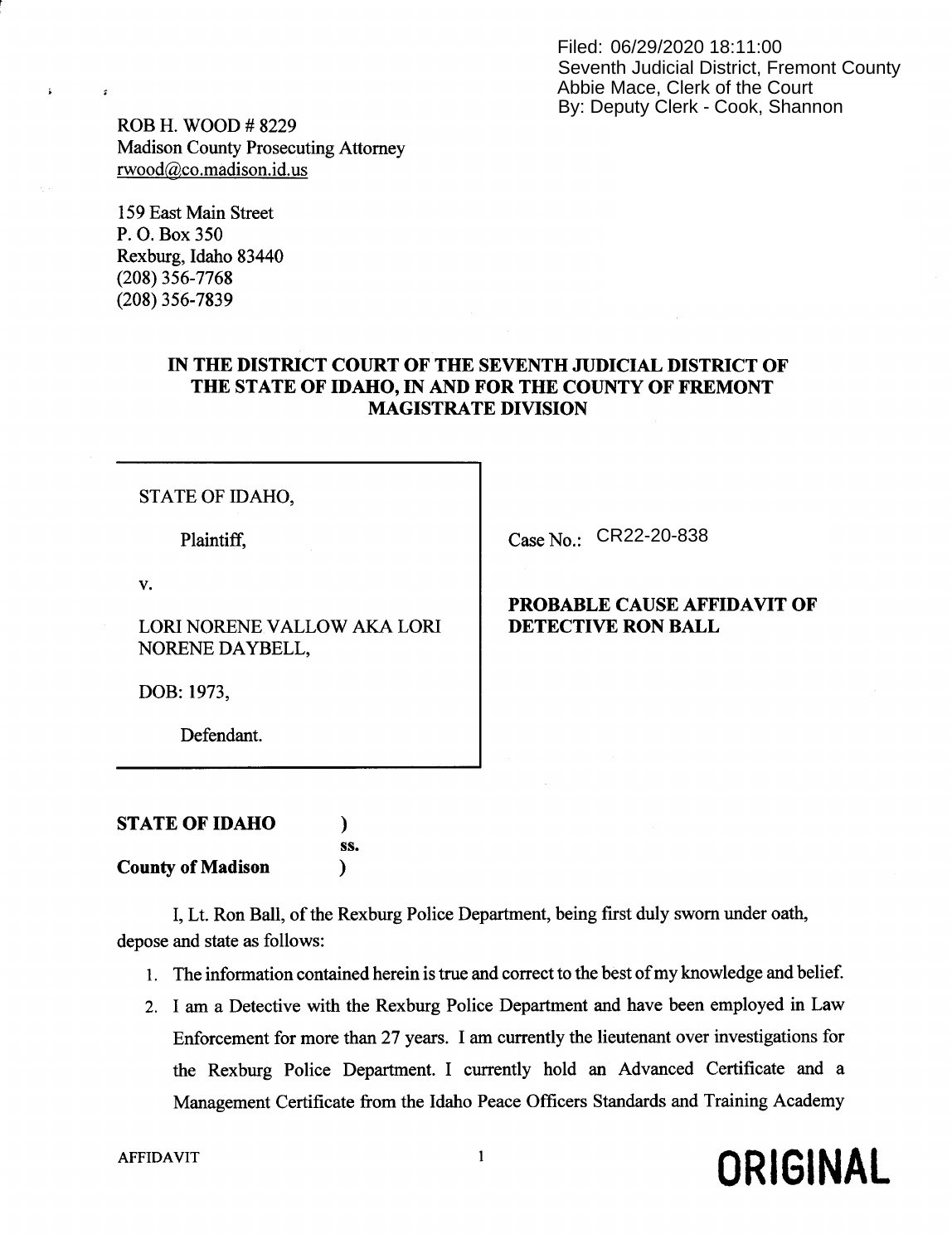Filed: 06/29/2020 18:11:00
Seventh Judicial District, Fremont County
Abbie Mace, Clerk of the Court
By: Deputy Clerk - Cook, Shannon

ROB H. WOOD # 8229
Madison County Prosecuting Attorney
rwood@co.madison.id.us

159 East Main Street
P. O. Box 350
Rexburg, Idaho 83440
(208) 356-7768
(208) 356-7839

**IN THE DISTRICT COURT OF THE SEVENTH JUDICIAL DISTRICT OF THE STATE OF IDAHO, IN AND FOR THE COUNTY OF FREMONT MAGISTRATE DIVISION**

| | |
|---|---|
| STATE OF IDAHO,<br><br>Plaintiff,<br><br>v.<br><br>LORI NORENE VALLOW AKA LORI NORENE DAYBELL,<br><br>DOB: 1973,<br><br>Defendant. | Case No.: CR22-20-838<br><br>**PROBABLE CAUSE AFFIDAVIT OF DETECTIVE RON BALL** |

**STATE OF IDAHO** )
ss.
**County of Madison** )

I, Lt. Ron Ball, of the Rexburg Police Department, being first duly sworn under oath, depose and state as follows:

1. The information contained herein is true and correct to the best of my knowledge and belief.
2. I am a Detective with the Rexburg Police Department and have been employed in Law Enforcement for more than 27 years. I am currently the lieutenant over investigations for the Rexburg Police Department. I currently hold an Advanced Certificate and a Management Certificate from the Idaho Peace Officers Standards and Training Academy

AFFIDAVIT

**ORIGINAL**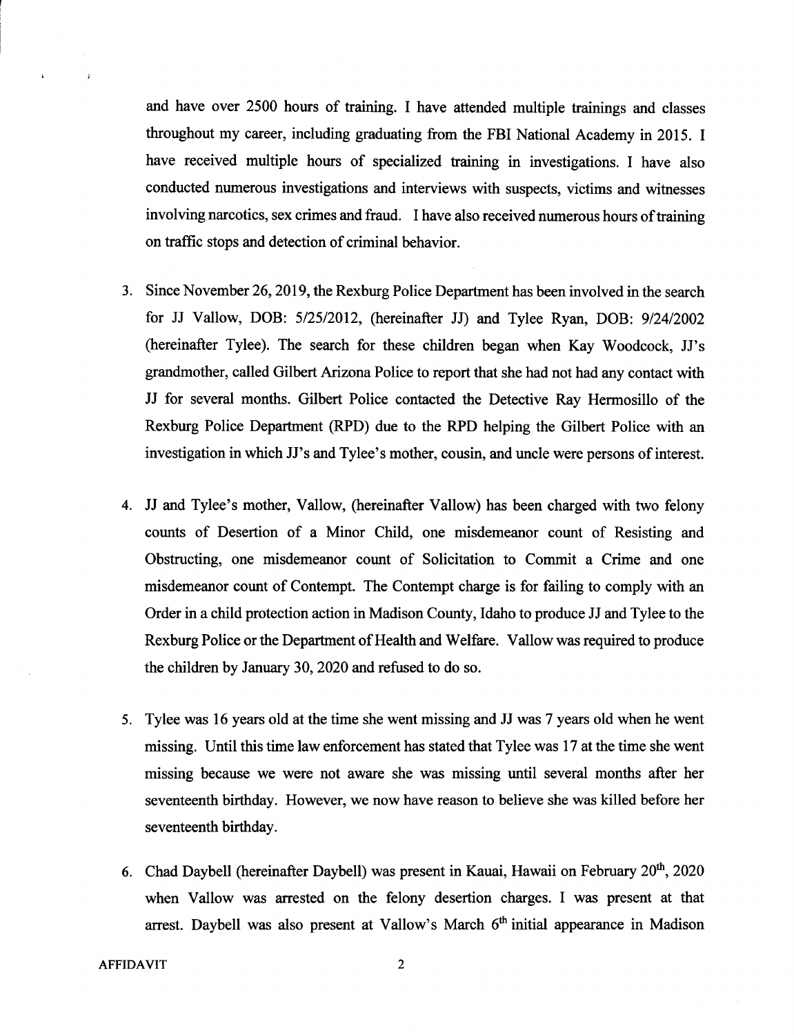and have over 2500 hours of training. I have attended multiple trainings and classes throughout my career, including graduating from the FBI National Academy in 2015. I have received multiple hours of specialized training in investigations. I have also conducted numerous investigations and interviews with suspects, victims and witnesses involving narcotics, sex crimes and fraud. I have also received numerous hours of training on traffic stops and detection of criminal behavior.

3. Since November 26, 2019, the Rexburg Police Department has been involved in the search for JJ Vallow, DOB: 5/25/2012, (hereinafter JJ) and Tylee Ryan, DOB: 9/24/2002 (hereinafter Tylee). The search for these children began when Kay Woodcock, JJ's grandmother, called Gilbert Arizona Police to report that she had not had any contact with JJ for several months. Gilbert Police contacted the Detective Ray Hermosillo of the Rexburg Police Department (RPD) due to the RPD helping the Gilbert Police with an investigation in which JJ's and Tylee's mother, cousin, and uncle were persons of interest.

4. JJ and Tylee's mother, Vallow, (hereinafter Vallow) has been charged with two felony counts of Desertion of a Minor Child, one misdemeanor count of Resisting and Obstructing, one misdemeanor count of Solicitation to Commit a Crime and one misdemeanor count of Contempt. The Contempt charge is for failing to comply with an Order in a child protection action in Madison County, Idaho to produce JJ and Tylee to the Rexburg Police or the Department of Health and Welfare. Vallow was required to produce the children by January 30, 2020 and refused to do so.

5. Tylee was 16 years old at the time she went missing and JJ was 7 years old when he went missing. Until this time law enforcement has stated that Tylee was 17 at the time she went missing because we were not aware she was missing until several months after her seventeenth birthday. However, we now have reason to believe she was killed before her seventeenth birthday.

6. Chad Daybell (hereinafter Daybell) was present in Kauai, Hawaii on February 20th, 2020 when Vallow was arrested on the felony desertion charges. I was present at that arrest. Daybell was also present at Vallow's March 6th initial appearance in Madison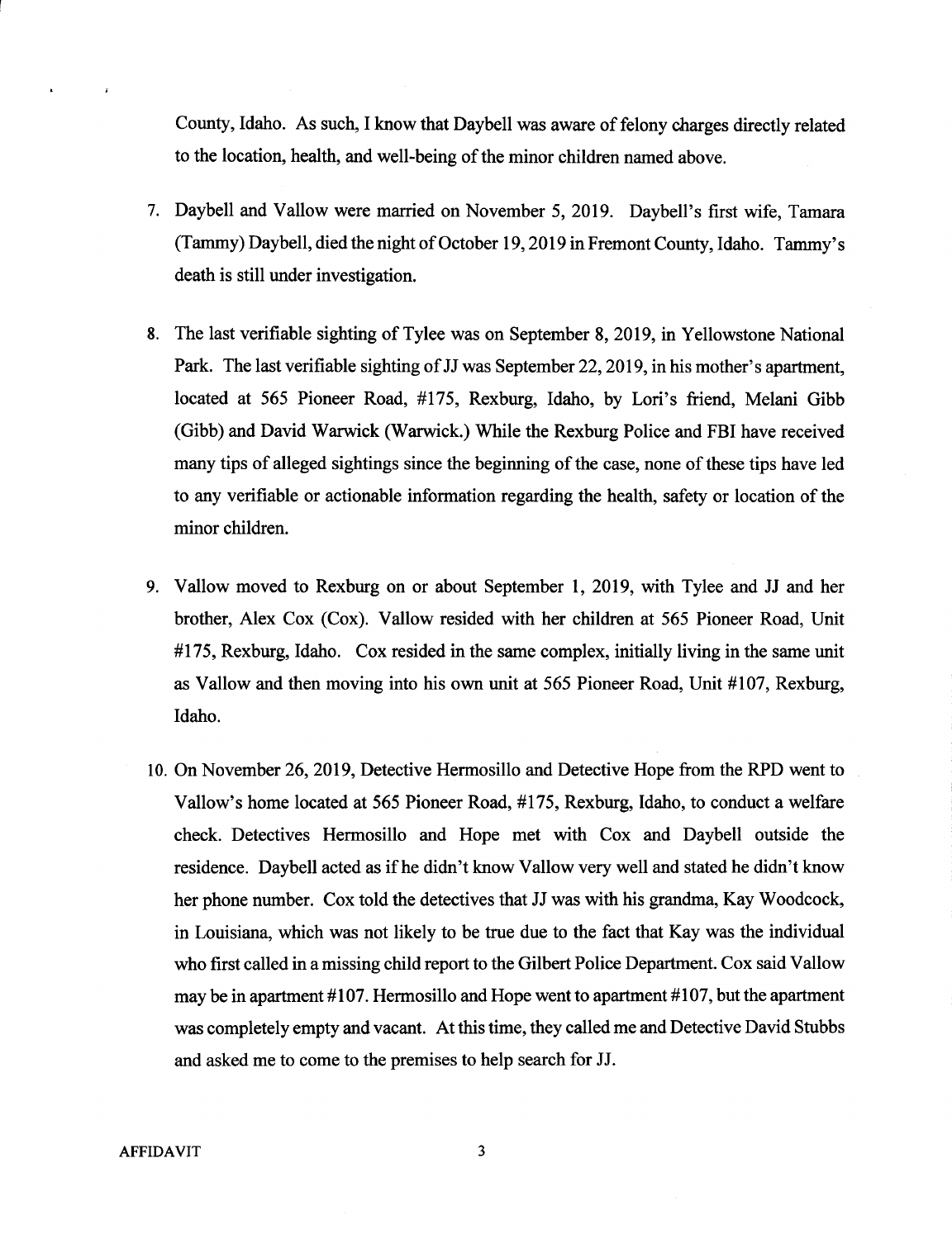County, Idaho. As such, I know that Daybell was aware of felony charges directly related to the location, health, and well-being of the minor children named above.

7. Daybell and Vallow were married on November 5, 2019. Daybell's first wife, Tamara (Tammy) Daybell, died the night of October 19, 2019 in Fremont County, Idaho. Tammy's death is still under investigation.

8. The last verifiable sighting of Tylee was on September 8, 2019, in Yellowstone National Park. The last verifiable sighting of JJ was September 22, 2019, in his mother's apartment, located at 565 Pioneer Road, #175, Rexburg, Idaho, by Lori's friend, Melani Gibb (Gibb) and David Warwick (Warwick.) While the Rexburg Police and FBI have received many tips of alleged sightings since the beginning of the case, none of these tips have led to any verifiable or actionable information regarding the health, safety or location of the minor children.

9. Vallow moved to Rexburg on or about September 1, 2019, with Tylee and JJ and her brother, Alex Cox (Cox). Vallow resided with her children at 565 Pioneer Road, Unit #175, Rexburg, Idaho. Cox resided in the same complex, initially living in the same unit as Vallow and then moving into his own unit at 565 Pioneer Road, Unit #107, Rexburg, Idaho.

10. On November 26, 2019, Detective Hermosillo and Detective Hope from the RPD went to Vallow's home located at 565 Pioneer Road, #175, Rexburg, Idaho, to conduct a welfare check. Detectives Hermosillo and Hope met with Cox and Daybell outside the residence. Daybell acted as if he didn't know Vallow very well and stated he didn't know her phone number. Cox told the detectives that JJ was with his grandma, Kay Woodcock, in Louisiana, which was not likely to be true due to the fact that Kay was the individual who first called in a missing child report to the Gilbert Police Department. Cox said Vallow may be in apartment #107. Hermosillo and Hope went to apartment #107, but the apartment was completely empty and vacant. At this time, they called me and Detective David Stubbs and asked me to come to the premises to help search for JJ.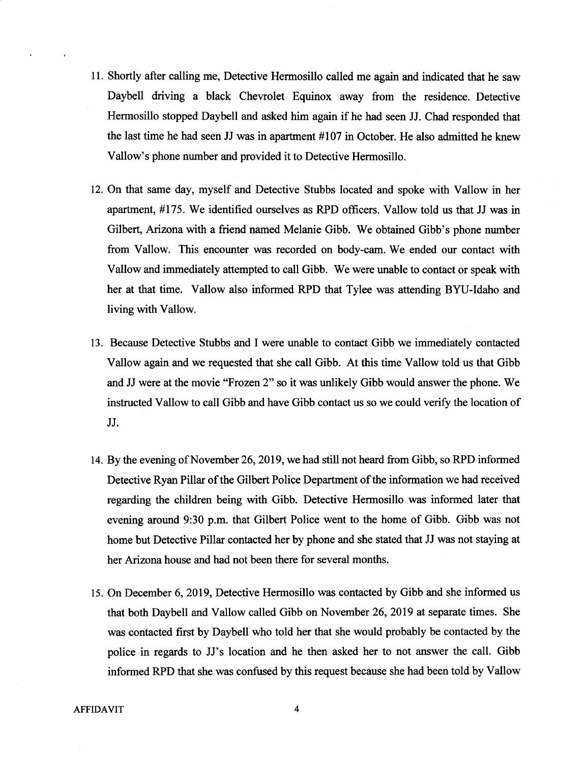11. Shortly after calling me, Detective Hermosillo called me again and indicated that he saw Daybell driving a black Chevrolet Equinox away from the residence. Detective Hermosillo stopped Daybell and asked him again if he had seen JJ. Chad responded that the last time he had seen JJ was in apartment #107 in October. He also admitted he knew Vallow's phone number and provided it to Detective Hermosillo.

12. On that same day, myself and Detective Stubbs located and spoke with Vallow in her apartment, #175. We identified ourselves as RPD officers. Vallow told us that JJ was in Gilbert, Arizona with a friend named Melanie Gibb. We obtained Gibb's phone number from Vallow. This encounter was recorded on body-cam. We ended our contact with Vallow and immediately attempted to call Gibb. We were unable to contact or speak with her at that time. Vallow also informed RPD that Tylee was attending BYU-Idaho and living with Vallow.

13. Because Detective Stubbs and I were unable to contact Gibb we immediately contacted Vallow again and we requested that she call Gibb. At this time Vallow told us that Gibb and JJ were at the movie "Frozen 2" so it was unlikely Gibb would answer the phone. We instructed Vallow to call Gibb and have Gibb contact us so we could verify the location of JJ.

14. By the evening of November 26, 2019, we had still not heard from Gibb, so RPD informed Detective Ryan Pillar of the Gilbert Police Department of the information we had received regarding the children being with Gibb. Detective Hermosillo was informed later that evening around 9:30 p.m. that Gilbert Police went to the home of Gibb. Gibb was not home but Detective Pillar contacted her by phone and she stated that JJ was not staying at her Arizona house and had not been there for several months.

15. On December 6, 2019, Detective Hermosillo was contacted by Gibb and she informed us that both Daybell and Vallow called Gibb on November 26, 2019 at separate times. She was contacted first by Daybell who told her that she would probably be contacted by the police in regards to JJ's location and he then asked her to not answer the call. Gibb informed RPD that she was confused by this request because she had been told by Vallow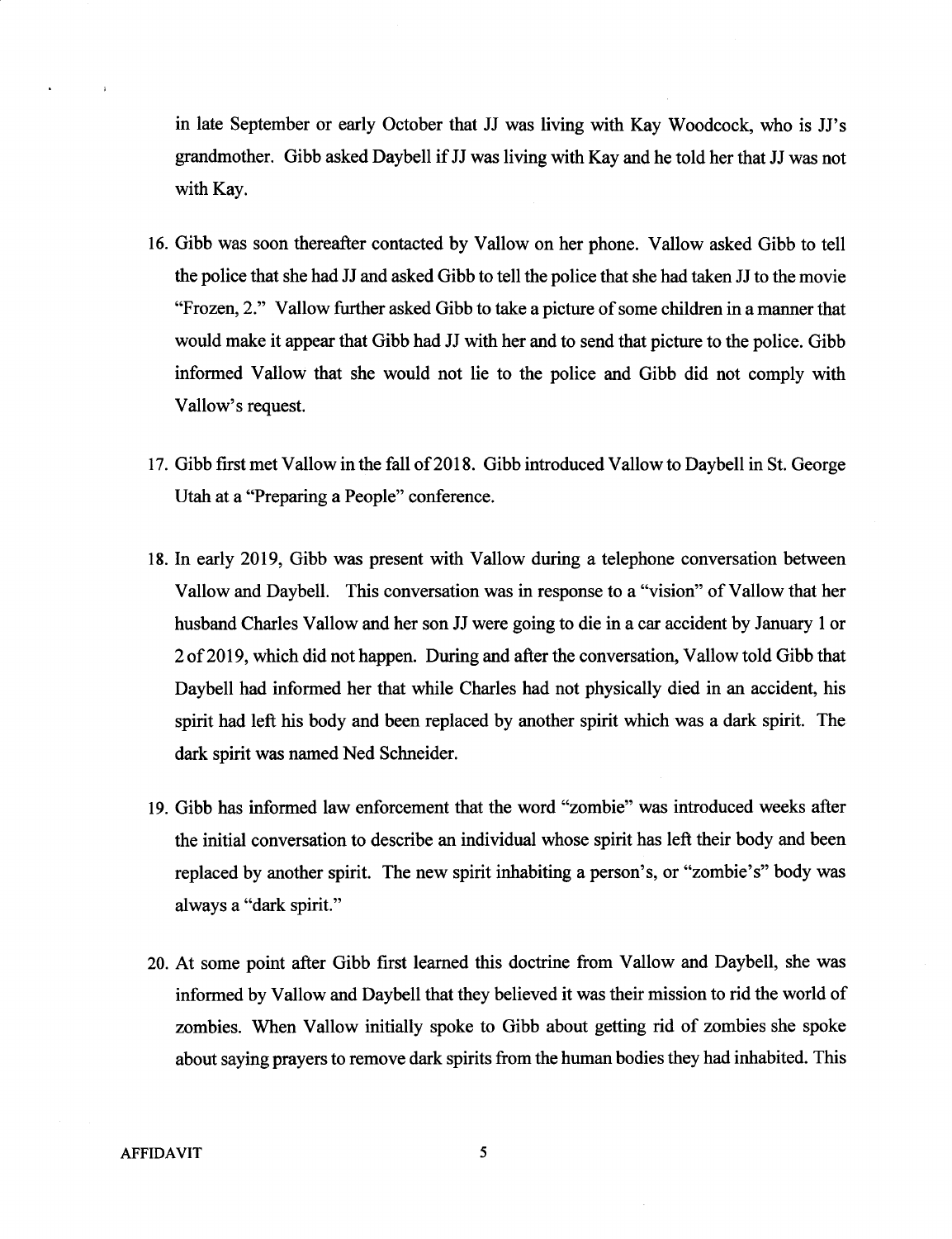in late September or early October that JJ was living with Kay Woodcock, who is JJ's grandmother. Gibb asked Daybell if JJ was living with Kay and he told her that JJ was not with Kay.

16. Gibb was soon thereafter contacted by Vallow on her phone. Vallow asked Gibb to tell the police that she had JJ and asked Gibb to tell the police that she had taken JJ to the movie "Frozen, 2." Vallow further asked Gibb to take a picture of some children in a manner that would make it appear that Gibb had JJ with her and to send that picture to the police. Gibb informed Vallow that she would not lie to the police and Gibb did not comply with Vallow's request.

17. Gibb first met Vallow in the fall of 2018. Gibb introduced Vallow to Daybell in St. George Utah at a "Preparing a People" conference.

18. In early 2019, Gibb was present with Vallow during a telephone conversation between Vallow and Daybell. This conversation was in response to a "vision" of Vallow that her husband Charles Vallow and her son JJ were going to die in a car accident by January 1 or 2 of 2019, which did not happen. During and after the conversation, Vallow told Gibb that Daybell had informed her that while Charles had not physically died in an accident, his spirit had left his body and been replaced by another spirit which was a dark spirit. The dark spirit was named Ned Schneider.

19. Gibb has informed law enforcement that the word "zombie" was introduced weeks after the initial conversation to describe an individual whose spirit has left their body and been replaced by another spirit. The new spirit inhabiting a person's, or "zombie's" body was always a "dark spirit."

20. At some point after Gibb first learned this doctrine from Vallow and Daybell, she was informed by Vallow and Daybell that they believed it was their mission to rid the world of zombies. When Vallow initially spoke to Gibb about getting rid of zombies she spoke about saying prayers to remove dark spirits from the human bodies they had inhabited. This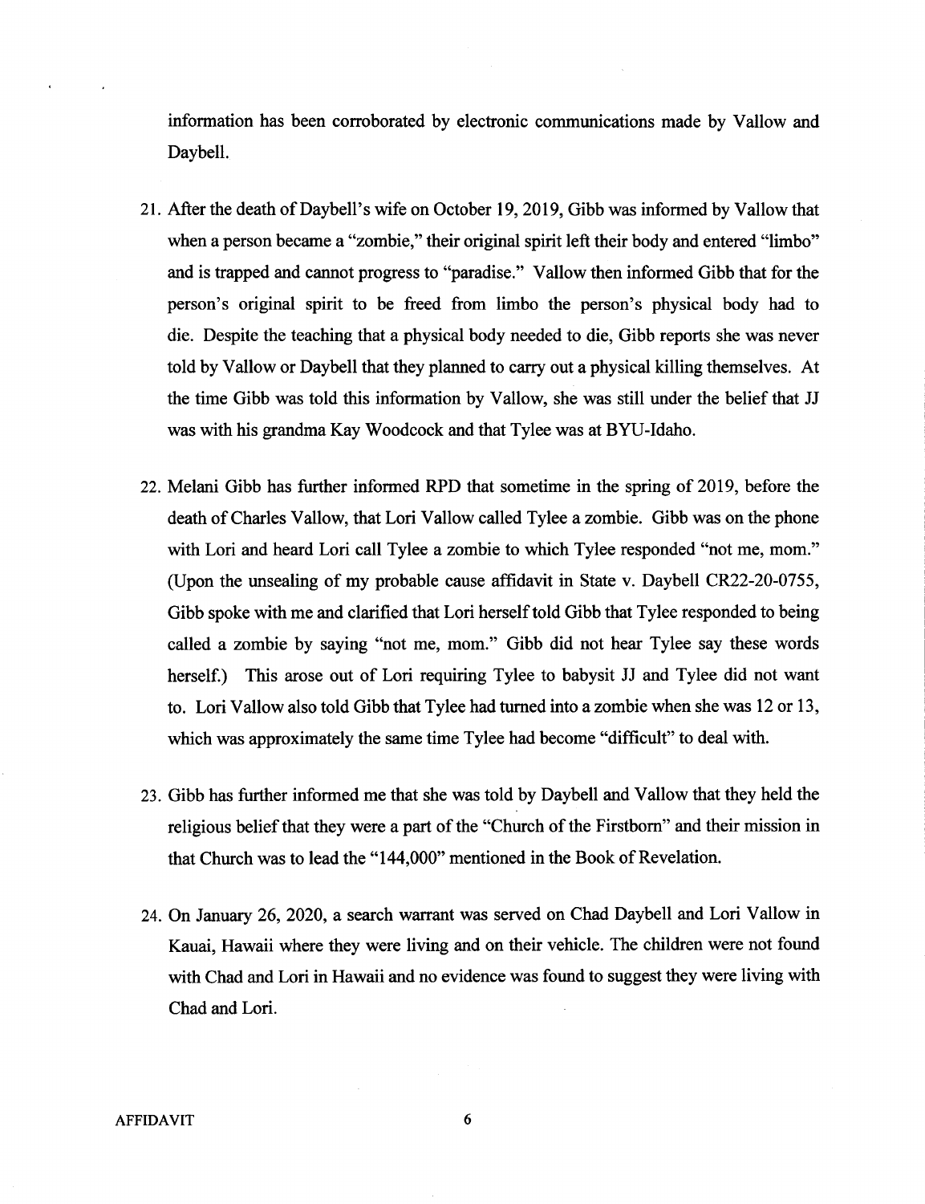information has been corroborated by electronic communications made by Vallow and Daybell.

21. After the death of Daybell's wife on October 19, 2019, Gibb was informed by Vallow that when a person became a "zombie," their original spirit left their body and entered "limbo" and is trapped and cannot progress to "paradise." Vallow then informed Gibb that for the person's original spirit to be freed from limbo the person's physical body had to die. Despite the teaching that a physical body needed to die, Gibb reports she was never told by Vallow or Daybell that they planned to carry out a physical killing themselves. At the time Gibb was told this information by Vallow, she was still under the belief that JJ was with his grandma Kay Woodcock and that Tylee was at BYU-Idaho.

22. Melani Gibb has further informed RPD that sometime in the spring of 2019, before the death of Charles Vallow, that Lori Vallow called Tylee a zombie. Gibb was on the phone with Lori and heard Lori call Tylee a zombie to which Tylee responded "not me, mom." (Upon the unsealing of my probable cause affidavit in State v. Daybell CR22-20-0755, Gibb spoke with me and clarified that Lori herself told Gibb that Tylee responded to being called a zombie by saying "not me, mom." Gibb did not hear Tylee say these words herself.) This arose out of Lori requiring Tylee to babysit JJ and Tylee did not want to. Lori Vallow also told Gibb that Tylee had turned into a zombie when she was 12 or 13, which was approximately the same time Tylee had become "difficult" to deal with.

23. Gibb has further informed me that she was told by Daybell and Vallow that they held the religious belief that they were a part of the "Church of the Firstborn" and their mission in that Church was to lead the "144,000" mentioned in the Book of Revelation.

24. On January 26, 2020, a search warrant was served on Chad Daybell and Lori Vallow in Kauai, Hawaii where they were living and on their vehicle. The children were not found with Chad and Lori in Hawaii and no evidence was found to suggest they were living with Chad and Lori.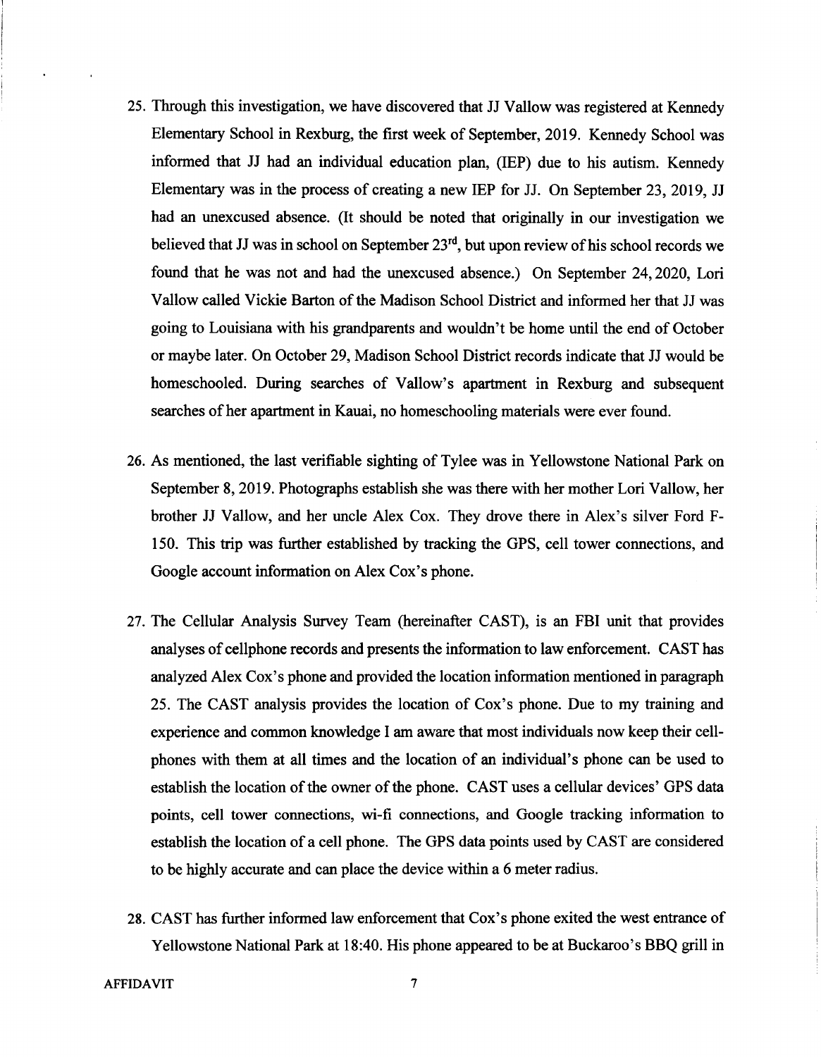25. Through this investigation, we have discovered that JJ Vallow was registered at Kennedy Elementary School in Rexburg, the first week of September, 2019. Kennedy School was informed that JJ had an individual education plan, (IEP) due to his autism. Kennedy Elementary was in the process of creating a new IEP for JJ. On September 23, 2019, JJ had an unexcused absence. (It should be noted that originally in our investigation we believed that JJ was in school on September 23rd, but upon review of his school records we found that he was not and had the unexcused absence.) On September 24, 2020, Lori Vallow called Vickie Barton of the Madison School District and informed her that JJ was going to Louisiana with his grandparents and wouldn't be home until the end of October or maybe later. On October 29, Madison School District records indicate that JJ would be homeschooled. During searches of Vallow's apartment in Rexburg and subsequent searches of her apartment in Kauai, no homeschooling materials were ever found.

26. As mentioned, the last verifiable sighting of Tylee was in Yellowstone National Park on September 8, 2019. Photographs establish she was there with her mother Lori Vallow, her brother JJ Vallow, and her uncle Alex Cox. They drove there in Alex's silver Ford F-150. This trip was further established by tracking the GPS, cell tower connections, and Google account information on Alex Cox's phone.

27. The Cellular Analysis Survey Team (hereinafter CAST), is an FBI unit that provides analyses of cellphone records and presents the information to law enforcement. CAST has analyzed Alex Cox's phone and provided the location information mentioned in paragraph 25. The CAST analysis provides the location of Cox's phone. Due to my training and experience and common knowledge I am aware that most individuals now keep their cell-phones with them at all times and the location of an individual's phone can be used to establish the location of the owner of the phone. CAST uses a cellular devices' GPS data points, cell tower connections, wi-fi connections, and Google tracking information to establish the location of a cell phone. The GPS data points used by CAST are considered to be highly accurate and can place the device within a 6 meter radius.

28. CAST has further informed law enforcement that Cox's phone exited the west entrance of Yellowstone National Park at 18:40. His phone appeared to be at Buckaroo's BBQ grill in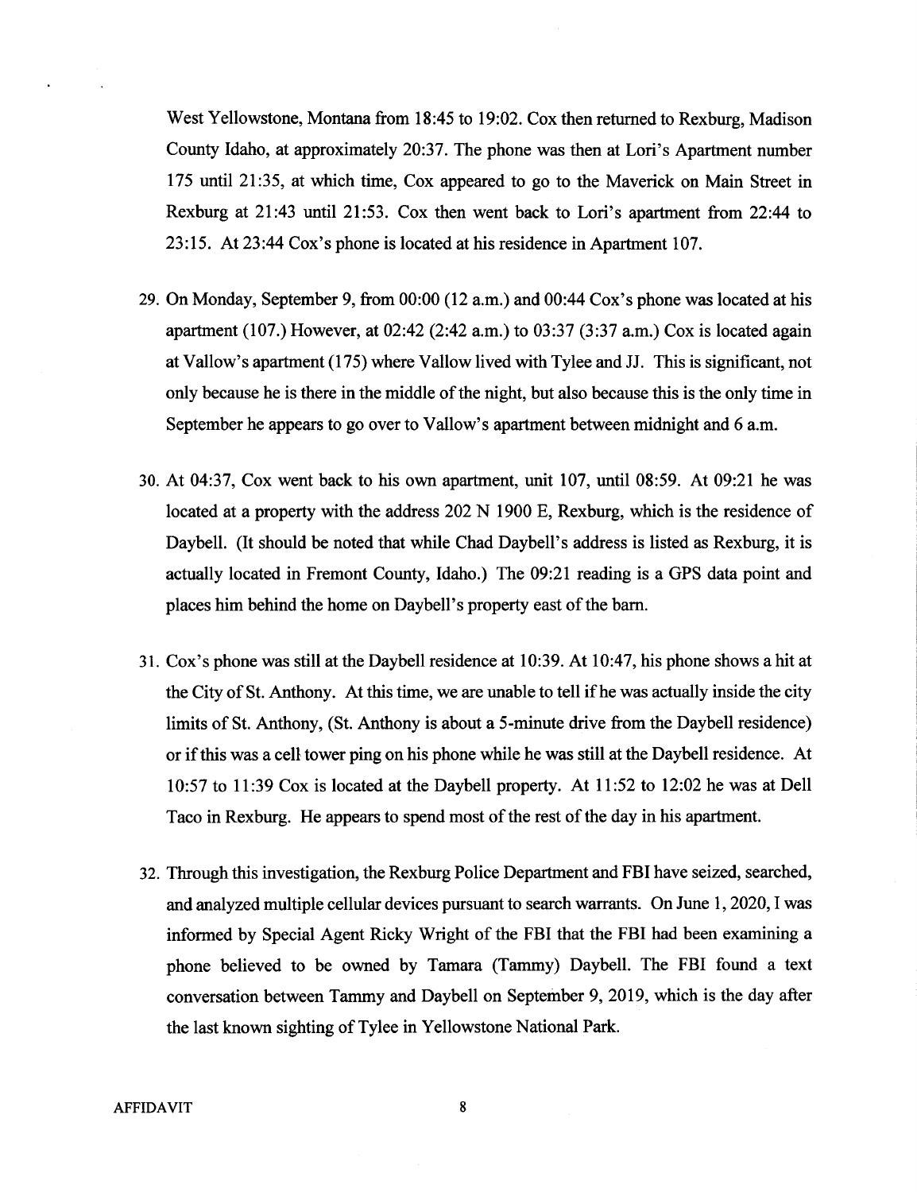West Yellowstone, Montana from 18:45 to 19:02. Cox then returned to Rexburg, Madison County Idaho, at approximately 20:37. The phone was then at Lori's Apartment number 175 until 21:35, at which time, Cox appeared to go to the Maverick on Main Street in Rexburg at 21:43 until 21:53. Cox then went back to Lori's apartment from 22:44 to 23:15. At 23:44 Cox's phone is located at his residence in Apartment 107.

29. On Monday, September 9, from 00:00 (12 a.m.) and 00:44 Cox's phone was located at his apartment (107.) However, at 02:42 (2:42 a.m.) to 03:37 (3:37 a.m.) Cox is located again at Vallow's apartment (175) where Vallow lived with Tylee and JJ. This is significant, not only because he is there in the middle of the night, but also because this is the only time in September he appears to go over to Vallow's apartment between midnight and 6 a.m.

30. At 04:37, Cox went back to his own apartment, unit 107, until 08:59. At 09:21 he was located at a property with the address 202 N 1900 E, Rexburg, which is the residence of Daybell. (It should be noted that while Chad Daybell's address is listed as Rexburg, it is actually located in Fremont County, Idaho.) The 09:21 reading is a GPS data point and places him behind the home on Daybell's property east of the barn.

31. Cox's phone was still at the Daybell residence at 10:39. At 10:47, his phone shows a hit at the City of St. Anthony. At this time, we are unable to tell if he was actually inside the city limits of St. Anthony, (St. Anthony is about a 5-minute drive from the Daybell residence) or if this was a cell tower ping on his phone while he was still at the Daybell residence. At 10:57 to 11:39 Cox is located at the Daybell property. At 11:52 to 12:02 he was at Dell Taco in Rexburg. He appears to spend most of the rest of the day in his apartment.

32. Through this investigation, the Rexburg Police Department and FBI have seized, searched, and analyzed multiple cellular devices pursuant to search warrants. On June 1, 2020, I was informed by Special Agent Ricky Wright of the FBI that the FBI had been examining a phone believed to be owned by Tamara (Tammy) Daybell. The FBI found a text conversation between Tammy and Daybell on September 9, 2019, which is the day after the last known sighting of Tylee in Yellowstone National Park.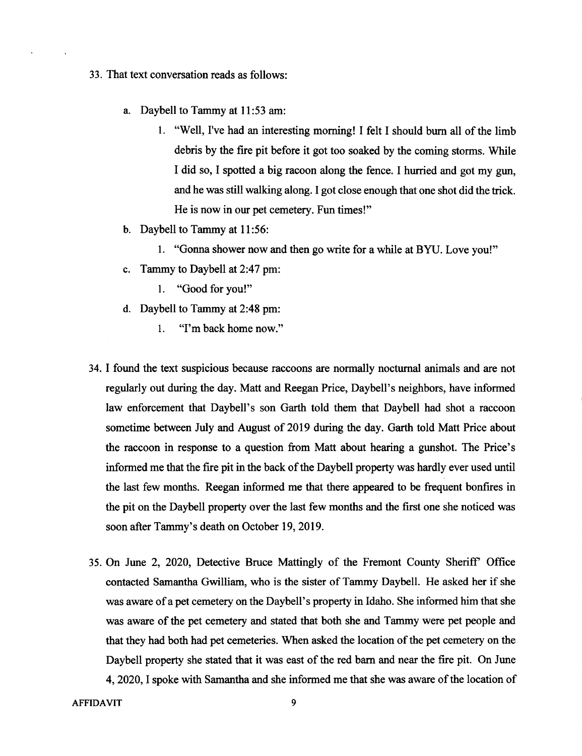33. That text conversation reads as follows:

    a. Daybell to Tammy at 11:53 am:

        1. "Well, I've had an interesting morning! I felt I should burn all of the limb debris by the fire pit before it got too soaked by the coming storms. While I did so, I spotted a big racoon along the fence. I hurried and got my gun, and he was still walking along. I got close enough that one shot did the trick. He is now in our pet cemetery. Fun times!"

    b. Daybell to Tammy at 11:56:

        1. "Gonna shower now and then go write for a while at BYU. Love you!"

    c. Tammy to Daybell at 2:47 pm:

        1. "Good for you!"

    d. Daybell to Tammy at 2:48 pm:

        1. "I'm back home now."

34. I found the text suspicious because raccoons are normally nocturnal animals and are not regularly out during the day. Matt and Reegan Price, Daybell's neighbors, have informed law enforcement that Daybell's son Garth told them that Daybell had shot a raccoon sometime between July and August of 2019 during the day. Garth told Matt Price about the raccoon in response to a question from Matt about hearing a gunshot. The Price's informed me that the fire pit in the back of the Daybell property was hardly ever used until the last few months. Reegan informed me that there appeared to be frequent bonfires in the pit on the Daybell property over the last few months and the first one she noticed was soon after Tammy's death on October 19, 2019.

35. On June 2, 2020, Detective Bruce Mattingly of the Fremont County Sheriff' Office contacted Samantha Gwilliam, who is the sister of Tammy Daybell. He asked her if she was aware of a pet cemetery on the Daybell's property in Idaho. She informed him that she was aware of the pet cemetery and stated that both she and Tammy were pet people and that they had both had pet cemeteries. When asked the location of the pet cemetery on the Daybell property she stated that it was east of the red barn and near the fire pit. On June 4, 2020, I spoke with Samantha and she informed me that she was aware of the location of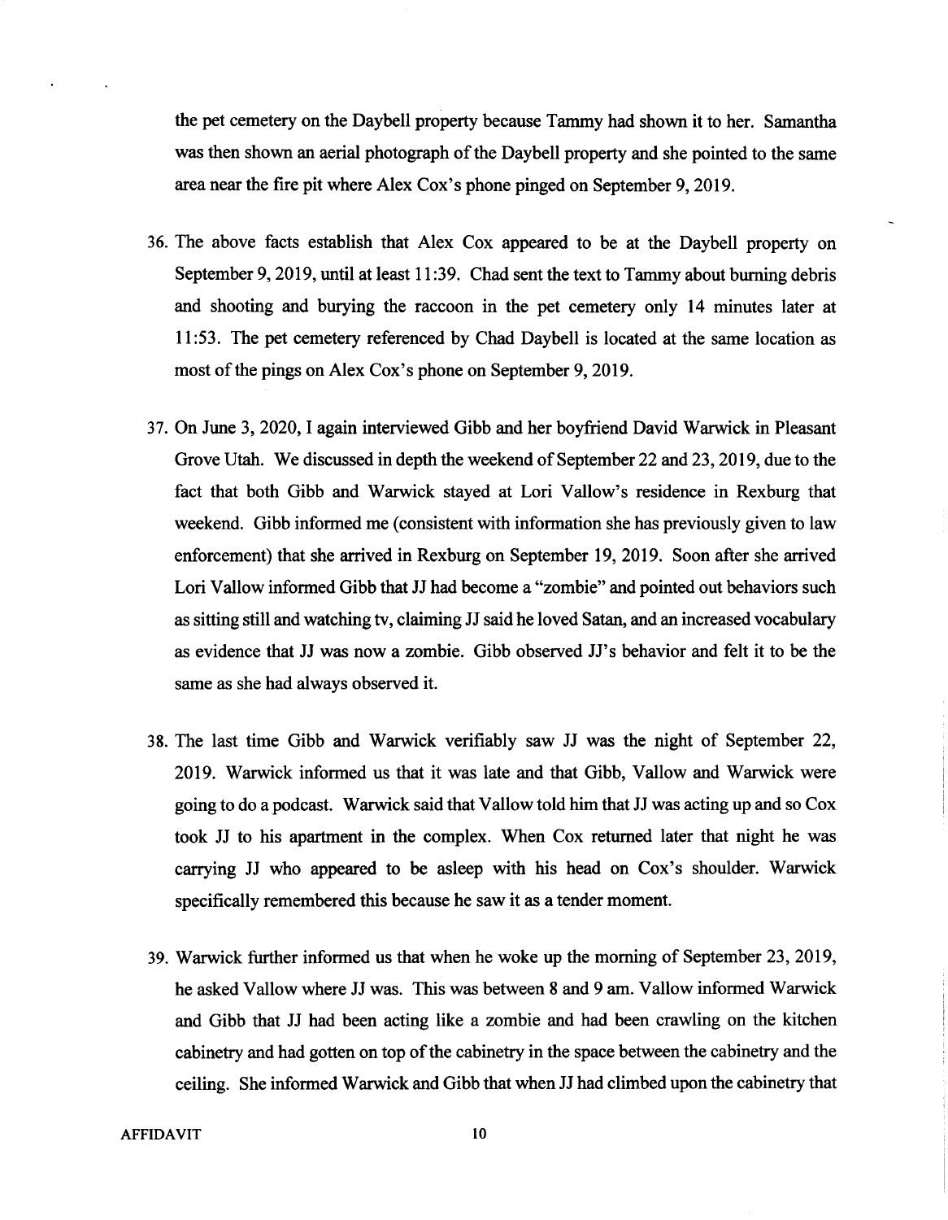the pet cemetery on the Daybell property because Tammy had shown it to her. Samantha was then shown an aerial photograph of the Daybell property and she pointed to the same area near the fire pit where Alex Cox's phone pinged on September 9, 2019.

36. The above facts establish that Alex Cox appeared to be at the Daybell property on September 9, 2019, until at least 11:39. Chad sent the text to Tammy about burning debris and shooting and burying the raccoon in the pet cemetery only 14 minutes later at 11:53. The pet cemetery referenced by Chad Daybell is located at the same location as most of the pings on Alex Cox's phone on September 9, 2019.

37. On June 3, 2020, I again interviewed Gibb and her boyfriend David Warwick in Pleasant Grove Utah. We discussed in depth the weekend of September 22 and 23, 2019, due to the fact that both Gibb and Warwick stayed at Lori Vallow's residence in Rexburg that weekend. Gibb informed me (consistent with information she has previously given to law enforcement) that she arrived in Rexburg on September 19, 2019. Soon after she arrived Lori Vallow informed Gibb that JJ had become a "zombie" and pointed out behaviors such as sitting still and watching tv, claiming JJ said he loved Satan, and an increased vocabulary as evidence that JJ was now a zombie. Gibb observed JJ's behavior and felt it to be the same as she had always observed it.

38. The last time Gibb and Warwick verifiably saw JJ was the night of September 22, 2019. Warwick informed us that it was late and that Gibb, Vallow and Warwick were going to do a podcast. Warwick said that Vallow told him that JJ was acting up and so Cox took JJ to his apartment in the complex. When Cox returned later that night he was carrying JJ who appeared to be asleep with his head on Cox's shoulder. Warwick specifically remembered this because he saw it as a tender moment.

39. Warwick further informed us that when he woke up the morning of September 23, 2019, he asked Vallow where JJ was. This was between 8 and 9 am. Vallow informed Warwick and Gibb that JJ had been acting like a zombie and had been crawling on the kitchen cabinetry and had gotten on top of the cabinetry in the space between the cabinetry and the ceiling. She informed Warwick and Gibb that when JJ had climbed upon the cabinetry that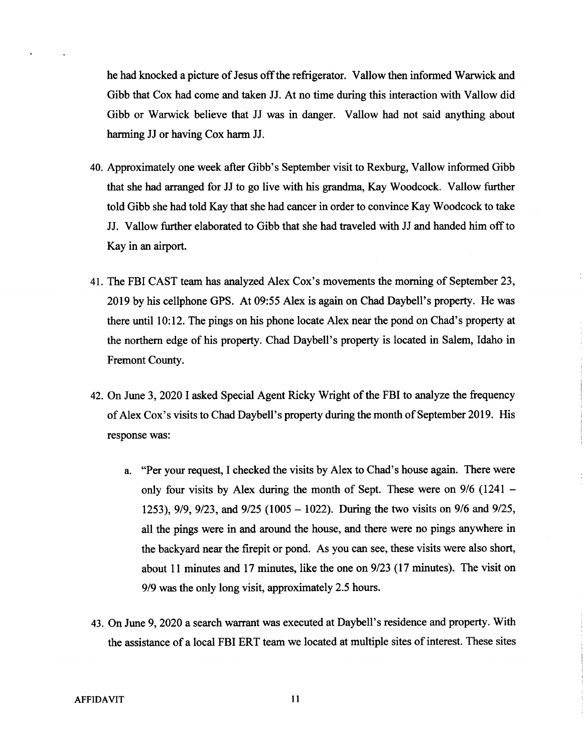he had knocked a picture of Jesus off the refrigerator. Vallow then informed Warwick and Gibb that Cox had come and taken JJ. At no time during this interaction with Vallow did Gibb or Warwick believe that JJ was in danger. Vallow had not said anything about harming JJ or having Cox harm JJ.

40. Approximately one week after Gibb's September visit to Rexburg, Vallow informed Gibb that she had arranged for JJ to go live with his grandma, Kay Woodcock. Vallow further told Gibb she had told Kay that she had cancer in order to convince Kay Woodcock to take JJ. Vallow further elaborated to Gibb that she had traveled with JJ and handed him off to Kay in an airport.

41. The FBI CAST team has analyzed Alex Cox's movements the morning of September 23, 2019 by his cellphone GPS. At 09:55 Alex is again on Chad Daybell's property. He was there until 10:12. The pings on his phone locate Alex near the pond on Chad's property at the northern edge of his property. Chad Daybell's property is located in Salem, Idaho in Fremont County.

42. On June 3, 2020 I asked Special Agent Ricky Wright of the FBI to analyze the frequency of Alex Cox's visits to Chad Daybell's property during the month of September 2019. His response was:

    a. "Per your request, I checked the visits by Alex to Chad's house again. There were only four visits by Alex during the month of Sept. These were on 9/6 (1241 – 1253), 9/9, 9/23, and 9/25 (1005 – 1022). During the two visits on 9/6 and 9/25, all the pings were in and around the house, and there were no pings anywhere in the backyard near the firepit or pond. As you can see, these visits were also short, about 11 minutes and 17 minutes, like the one on 9/23 (17 minutes). The visit on 9/9 was the only long visit, approximately 2.5 hours.

43. On June 9, 2020 a search warrant was executed at Daybell's residence and property. With the assistance of a local FBI ERT team we located at multiple sites of interest. These sites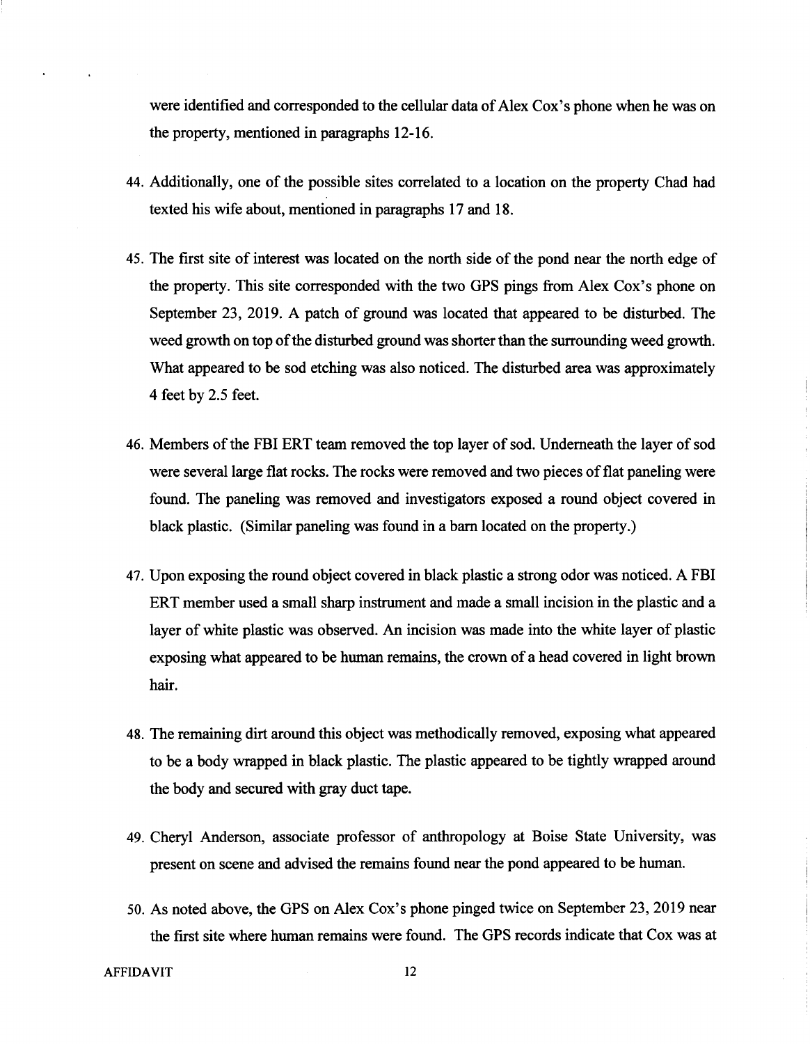were identified and corresponded to the cellular data of Alex Cox's phone when he was on the property, mentioned in paragraphs 12-16.

44. Additionally, one of the possible sites correlated to a location on the property Chad had texted his wife about, mentioned in paragraphs 17 and 18.

45. The first site of interest was located on the north side of the pond near the north edge of the property. This site corresponded with the two GPS pings from Alex Cox's phone on September 23, 2019. A patch of ground was located that appeared to be disturbed. The weed growth on top of the disturbed ground was shorter than the surrounding weed growth. What appeared to be sod etching was also noticed. The disturbed area was approximately 4 feet by 2.5 feet.

46. Members of the FBI ERT team removed the top layer of sod. Underneath the layer of sod were several large flat rocks. The rocks were removed and two pieces of flat paneling were found. The paneling was removed and investigators exposed a round object covered in black plastic. (Similar paneling was found in a barn located on the property.)

47. Upon exposing the round object covered in black plastic a strong odor was noticed. A FBI ERT member used a small sharp instrument and made a small incision in the plastic and a layer of white plastic was observed. An incision was made into the white layer of plastic exposing what appeared to be human remains, the crown of a head covered in light brown hair.

48. The remaining dirt around this object was methodically removed, exposing what appeared to be a body wrapped in black plastic. The plastic appeared to be tightly wrapped around the body and secured with gray duct tape.

49. Cheryl Anderson, associate professor of anthropology at Boise State University, was present on scene and advised the remains found near the pond appeared to be human.

50. As noted above, the GPS on Alex Cox's phone pinged twice on September 23, 2019 near the first site where human remains were found. The GPS records indicate that Cox was at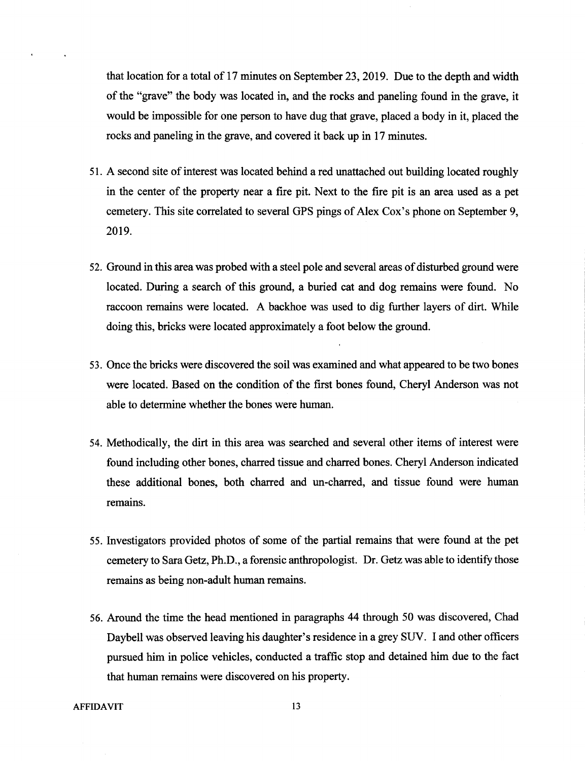that location for a total of 17 minutes on September 23, 2019. Due to the depth and width of the "grave" the body was located in, and the rocks and paneling found in the grave, it would be impossible for one person to have dug that grave, placed a body in it, placed the rocks and paneling in the grave, and covered it back up in 17 minutes.

51. A second site of interest was located behind a red unattached out building located roughly in the center of the property near a fire pit. Next to the fire pit is an area used as a pet cemetery. This site correlated to several GPS pings of Alex Cox's phone on September 9, 2019.

52. Ground in this area was probed with a steel pole and several areas of disturbed ground were located. During a search of this ground, a buried cat and dog remains were found. No raccoon remains were located. A backhoe was used to dig further layers of dirt. While doing this, bricks were located approximately a foot below the ground.

53. Once the bricks were discovered the soil was examined and what appeared to be two bones were located. Based on the condition of the first bones found, Cheryl Anderson was not able to determine whether the bones were human.

54. Methodically, the dirt in this area was searched and several other items of interest were found including other bones, charred tissue and charred bones. Cheryl Anderson indicated these additional bones, both charred and un-charred, and tissue found were human remains.

55. Investigators provided photos of some of the partial remains that were found at the pet cemetery to Sara Getz, Ph.D., a forensic anthropologist. Dr. Getz was able to identify those remains as being non-adult human remains.

56. Around the time the head mentioned in paragraphs 44 through 50 was discovered, Chad Daybell was observed leaving his daughter's residence in a grey SUV. I and other officers pursued him in police vehicles, conducted a traffic stop and detained him due to the fact that human remains were discovered on his property.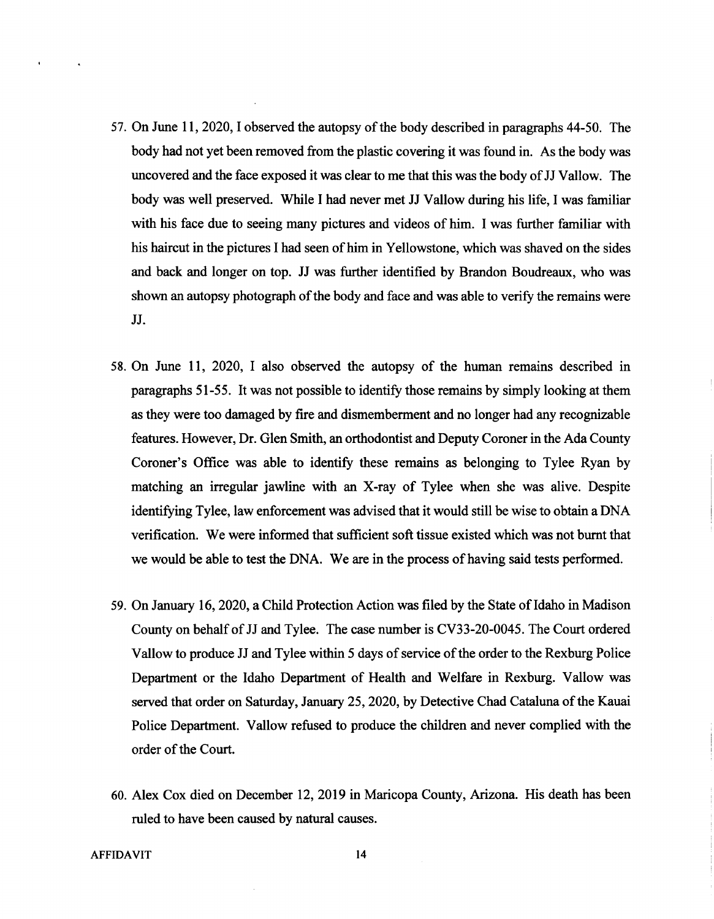57. On June 11, 2020, I observed the autopsy of the body described in paragraphs 44-50. The body had not yet been removed from the plastic covering it was found in. As the body was uncovered and the face exposed it was clear to me that this was the body of JJ Vallow. The body was well preserved. While I had never met JJ Vallow during his life, I was familiar with his face due to seeing many pictures and videos of him. I was further familiar with his haircut in the pictures I had seen of him in Yellowstone, which was shaved on the sides and back and longer on top. JJ was further identified by Brandon Boudreaux, who was shown an autopsy photograph of the body and face and was able to verify the remains were JJ.

58. On June 11, 2020, I also observed the autopsy of the human remains described in paragraphs 51-55. It was not possible to identify those remains by simply looking at them as they were too damaged by fire and dismemberment and no longer had any recognizable features. However, Dr. Glen Smith, an orthodontist and Deputy Coroner in the Ada County Coroner's Office was able to identify these remains as belonging to Tylee Ryan by matching an irregular jawline with an X-ray of Tylee when she was alive. Despite identifying Tylee, law enforcement was advised that it would still be wise to obtain a DNA verification. We were informed that sufficient soft tissue existed which was not burnt that we would be able to test the DNA. We are in the process of having said tests performed.

59. On January 16, 2020, a Child Protection Action was filed by the State of Idaho in Madison County on behalf of JJ and Tylee. The case number is CV33-20-0045. The Court ordered Vallow to produce JJ and Tylee within 5 days of service of the order to the Rexburg Police Department or the Idaho Department of Health and Welfare in Rexburg. Vallow was served that order on Saturday, January 25, 2020, by Detective Chad Cataluna of the Kauai Police Department. Vallow refused to produce the children and never complied with the order of the Court.

60. Alex Cox died on December 12, 2019 in Maricopa County, Arizona. His death has been ruled to have been caused by natural causes.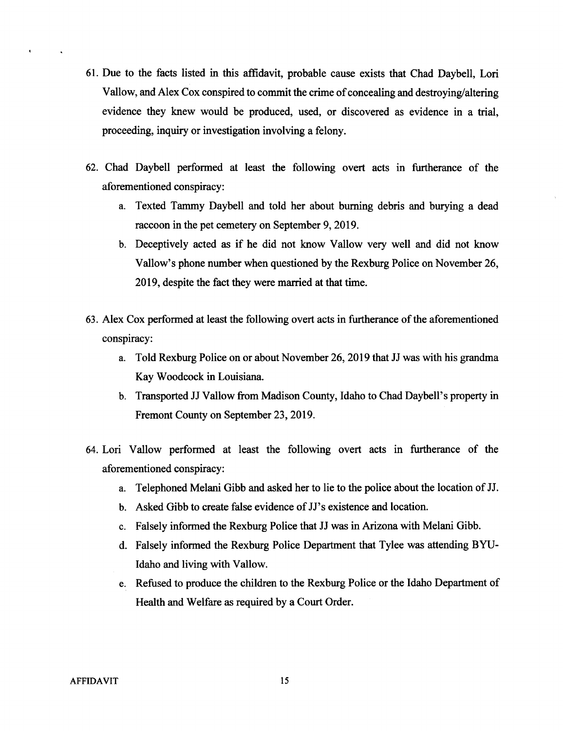61. Due to the facts listed in this affidavit, probable cause exists that Chad Daybell, Lori Vallow, and Alex Cox conspired to commit the crime of concealing and destroying/altering evidence they knew would be produced, used, or discovered as evidence in a trial, proceeding, inquiry or investigation involving a felony.

62. Chad Daybell performed at least the following overt acts in furtherance of the aforementioned conspiracy:
    a. Texted Tammy Daybell and told her about burning debris and burying a dead raccoon in the pet cemetery on September 9, 2019.
    b. Deceptively acted as if he did not know Vallow very well and did not know Vallow's phone number when questioned by the Rexburg Police on November 26, 2019, despite the fact they were married at that time.

63. Alex Cox performed at least the following overt acts in furtherance of the aforementioned conspiracy:
    a. Told Rexburg Police on or about November 26, 2019 that JJ was with his grandma Kay Woodcock in Louisiana.
    b. Transported JJ Vallow from Madison County, Idaho to Chad Daybell's property in Fremont County on September 23, 2019.

64. Lori Vallow performed at least the following overt acts in furtherance of the aforementioned conspiracy:
    a. Telephoned Melani Gibb and asked her to lie to the police about the location of JJ.
    b. Asked Gibb to create false evidence of JJ's existence and location.
    c. Falsely informed the Rexburg Police that JJ was in Arizona with Melani Gibb.
    d. Falsely informed the Rexburg Police Department that Tylee was attending BYU-Idaho and living with Vallow.
    e. Refused to produce the children to the Rexburg Police or the Idaho Department of Health and Welfare as required by a Court Order.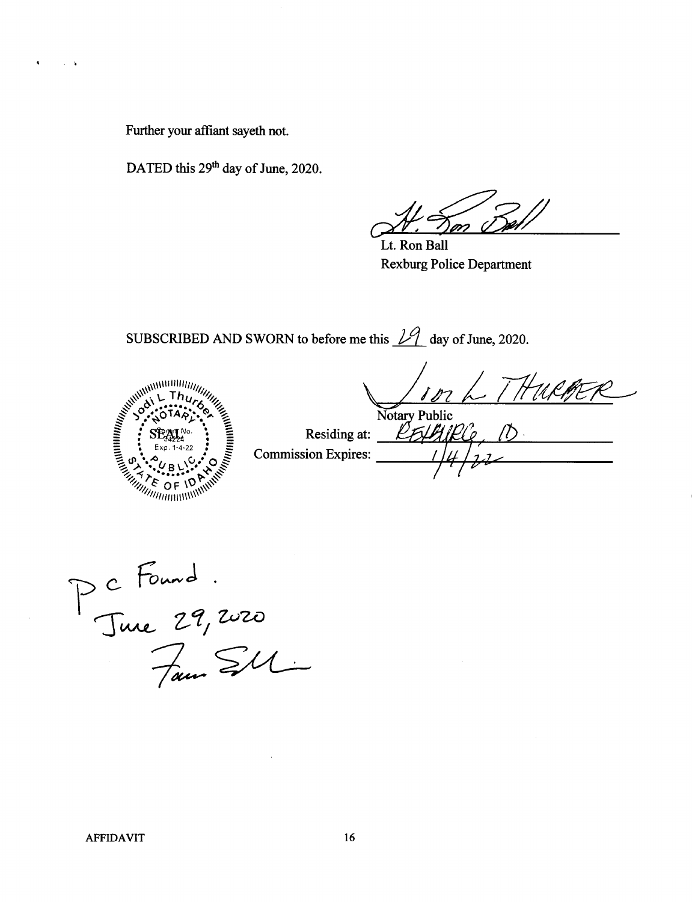Further your affiant sayeth not.

DATED this 29th day of June, 2020.

Lt. Ron Ball
Rexburg Police Department

SUBSCRIBED AND SWORN to before me this 29 day of June, 2020.

NOTARY SEAL
Jodi L Thurber
Comm. No. 54224
Exp. 1-4-22
PUBLIC
STATE OF IDAHO

Jodi L Thurber
Notary Public
Residing at: Rexburg, ID.
Commission Expires: 1/4/22

P C Found.
June 29, 2020

AFFIDAVIT